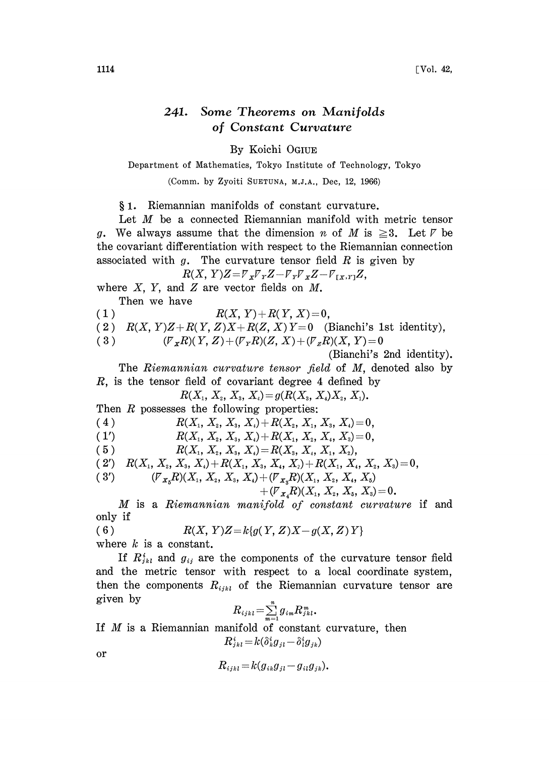# 241. Some Theorems on Manifolds of Constant Curvature

By Koichi OGIUE

Department of Mathematics, Tokyo Institute of Technology, Tokyo

(Comm. by Zyoiti SUETUNA, M.J.A., Dec, 12, 1966)

## § 1. Riemannian manifolds of constant curvature.

Let $M$ be a connected Riemannian manifold with metric tensor $g$. We always assume that the dimension $n$ of $M$ is $\geqq 3$. Let $\nabla$ be the covariant differentiation with respect to the Riemannian connection associated with $g$. The curvature tensor field $R$ is given by

$$R(X, Y)Z = \nabla_X \nabla_Y Z - \nabla_Y \nabla_X Z - \nabla_{[X,Y]} Z,$$

where $X$, $Y$, and $Z$ are vector fields on $M$.

Then we have

$$R(X, Y) + R(Y, X) = 0, \tag{1}$$

$$R(X, Y)Z + R(Y, Z)X + R(Z, X)Y = 0 \quad \text{(Bianchi's 1st identity)}, \tag{2}$$

$$(\nabla_X R)(Y, Z) + (\nabla_Y R)(Z, X) + (\nabla_Z R)(X, Y) = 0 \quad \text{(Bianchi's 2nd identity)}. \tag{3}$$

The *Riemannian curvature tensor field* of $M$, denoted also by $R$, is the tensor field of covariant degree 4 defined by

$$R(X_1, X_2, X_3, X_4) = g(R(X_3, X_4)X_2, X_1).$$

Then $R$ possesses the following properties:

$$R(X_1, X_2, X_3, X_4) + R(X_2, X_1, X_3, X_4) = 0, \tag{4}$$

$$R(X_1, X_2, X_3, X_4) + R(X_1, X_2, X_4, X_3) = 0, \tag{1'}$$

$$R(X_1, X_2, X_3, X_4) = R(X_3, X_4, X_1, X_2), \tag{5}$$

$$R(X_1, X_2, X_3, X_4) + R(X_1, X_3, X_4, X_2) + R(X_1, X_4, X_2, X_3) = 0, \tag{2'}$$

$$(\nabla_{X_5} R)(X_1, X_2, X_3, X_4) + (\nabla_{X_3} R)(X_1, X_2, X_4, X_5) + (\nabla_{X_4} R)(X_1, X_2, X_5, X_3) = 0. \tag{3'}$$

$M$ is a *Riemannian manifold of constant curvature* if and only if

$$R(X, Y)Z = k\{g(Y, Z)X - g(X, Z)Y\} \tag{6}$$

where $k$ is a constant.

If $R^i_{jkl}$ and $g_{ij}$ are the components of the curvature tensor field and the metric tensor with respect to a local coordinate system, then the components $R_{ijkl}$ of the Riemannian curvature tensor are given by

$$R_{ijkl} = \sum_{m=1}^{n} g_{im} R^m_{jkl}.$$

If $M$ is a Riemannian manifold of constant curvature, then

$$R^i_{jkl} = k(\delta^i_k g_{jl} - \delta^i_l g_{jk})$$

or

$$R_{ijkl} = k(g_{ik} g_{jl} - g_{il} g_{jk}).$$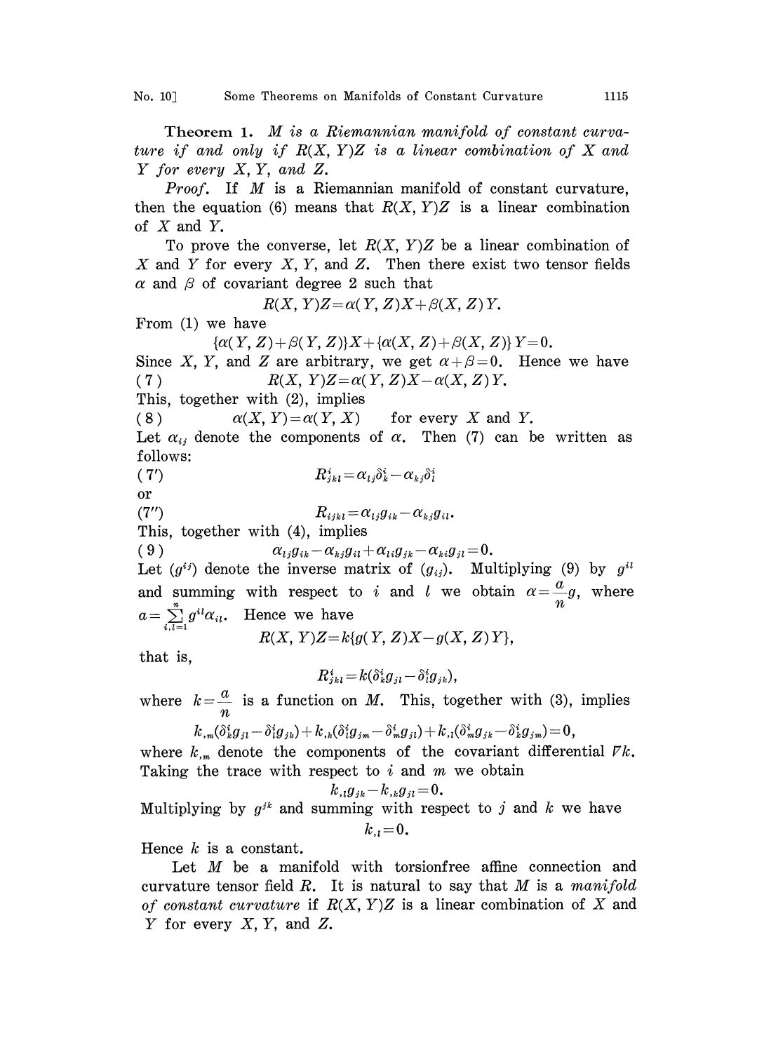**Theorem 1.** *M is a Riemannian manifold of constant curvature if and only if $R(X, Y)Z$ is a linear combination of X and Y for every X, Y, and Z.*

*Proof.* If $M$ is a Riemannian manifold of constant curvature, then the equation (6) means that $R(X, Y)Z$ is a linear combination of $X$ and $Y$.

To prove the converse, let $R(X, Y)Z$ be a linear combination of $X$ and $Y$ for every $X$, $Y$, and $Z$. Then there exist two tensor fields $\alpha$ and $\beta$ of covariant degree 2 such that

$$R(X, Y)Z=\alpha(Y, Z)X+\beta(X, Z)Y.$$

From (1) we have

$$\{\alpha(Y, Z)+\beta(Y, Z)\}X+\{\alpha(X, Z)+\beta(X, Z)\}Y=0.$$

Since $X$, $Y$, and $Z$ are arbitrary, we get $\alpha+\beta=0$. Hence we have

$$R(X, Y)Z=\alpha(Y, Z)X-\alpha(X, Z)Y. \tag{7}$$

This, together with (2), implies

$$\alpha(X, Y)=\alpha(Y, X) \quad \text{for every } X \text{ and } Y. \tag{8}$$

Let $\alpha_{ij}$ denote the components of $\alpha$. Then (7) can be written as follows:

$$R^i_{jkl}=\alpha_{lj}\delta^i_k-\alpha_{kj}\delta^i_l \tag{7'}$$

or

$$R_{ijkl}=\alpha_{lj}g_{ik}-\alpha_{kj}g_{il}. \tag{7''}$$

This, together with (4), implies

$$\alpha_{lj}g_{ik}-\alpha_{kj}g_{il}+\alpha_{li}g_{jk}-\alpha_{ki}g_{jl}=0. \tag{9}$$

Let $(g^{ij})$ denote the inverse matrix of $(g_{ij})$. Multiplying (9) by $g^{il}$ and summing with respect to $i$ and $l$ we obtain $\alpha=\frac{a}{n}g$, where $a=\sum_{i,l=1}^{n} g^{il}\alpha_{il}$. Hence we have

$$R(X, Y)Z=k\{g(Y, Z)X-g(X, Z)Y\},$$

that is,

$$R^i_{jkl}=k(\delta^i_k g_{jl}-\delta^i_l g_{jk}),$$

where $k=\frac{a}{n}$ is a function on $M$. This, together with (3), implies

$$k_{,m}(\delta^i_k g_{jl}-\delta^i_l g_{jk})+k_{,k}(\delta^i_l g_{jm}-\delta^i_m g_{jl})+k_{,l}(\delta^i_m g_{jk}-\delta^i_k g_{jm})=0,$$

where $k_{,m}$ denote the components of the covariant differential $\nabla k$. Taking the trace with respect to $i$ and $m$ we obtain

$$k_{,l}g_{jk}-k_{,k}g_{jl}=0.$$

Multiplying by $g^{jk}$ and summing with respect to $j$ and $k$ we have

$$k_{,l}=0.$$

Hence $k$ is a constant.

Let $M$ be a manifold with torsionfree affine connection and curvature tensor field $R$. It is natural to say that $M$ is a *manifold of constant curvature* if $R(X, Y)Z$ is a linear combination of $X$ and $Y$ for every $X$, $Y$, and $Z$.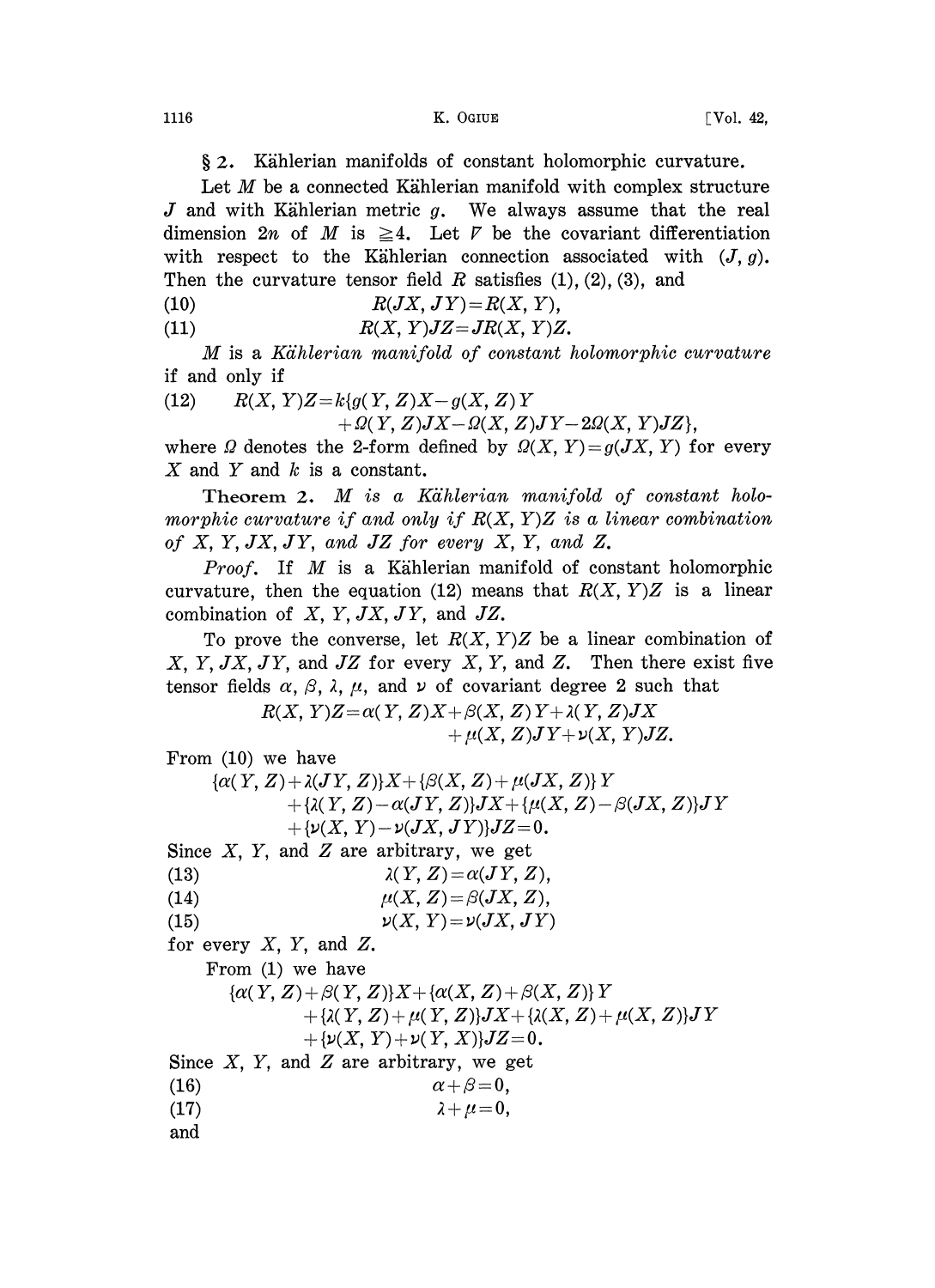## § 2. Kählerian manifolds of constant holomorphic curvature.

Let $M$ be a connected Kählerian manifold with complex structure $J$ and with Kählerian metric $g$. We always assume that the real dimension $2n$ of $M$ is $\geqq 4$. Let $\nabla$ be the covariant differentiation with respect to the Kählerian connection associated with $(J, g)$. Then the curvature tensor field $R$ satisfies (1), (2), (3), and

$$R(JX, JY)=R(X, Y), \tag{10}$$

$$R(X, Y)JZ=JR(X, Y)Z. \tag{11}$$

$M$ is a *Kählerian manifold of constant holomorphic curvature* if and only if

$$\begin{aligned} R(X, Y)Z=k\{&g(Y, Z)X-g(X, Z)Y \\ &+\Omega(Y, Z)JX-\Omega(X, Z)JY-2\Omega(X, Y)JZ\}, \end{aligned} \tag{12}$$

where $\Omega$ denotes the 2-form defined by $\Omega(X, Y)=g(JX, Y)$ for every $X$ and $Y$ and $k$ is a constant.

**Theorem 2.** *$M$ is a Kählerian manifold of constant holomorphic curvature if and only if $R(X, Y)Z$ is a linear combination of $X$, $Y$, $JX$, $JY$, and $JZ$ for every $X$, $Y$, and $Z$.*

*Proof.* If $M$ is a Kählerian manifold of constant holomorphic curvature, then the equation (12) means that $R(X, Y)Z$ is a linear combination of $X$, $Y$, $JX$, $JY$, and $JZ$.

To prove the converse, let $R(X, Y)Z$ be a linear combination of $X$, $Y$, $JX$, $JY$, and $JZ$ for every $X$, $Y$, and $Z$. Then there exist five tensor fields $\alpha$, $\beta$, $\lambda$, $\mu$, and $\nu$ of covariant degree 2 such that

$$\begin{aligned} R(X, Y)Z=\alpha(Y, Z)X+\beta(X, Z)Y+\lambda(Y, Z)JX \\ +\mu(X, Z)JY+\nu(X, Y)JZ. \end{aligned}$$

From (10) we have

$$\begin{aligned} \{\alpha(Y, Z)+\lambda(JY, Z)\}X+\{\beta(X, Z)+\mu(JX, Z)\}Y \\ +\{\lambda(Y, Z)-\alpha(JY, Z)\}JX+\{\mu(X, Z)-\beta(JX, Z)\}JY \\ +\{\nu(X, Y)-\nu(JX, JY)\}JZ=0. \end{aligned}$$

Since $X$, $Y$, and $Z$ are arbitrary, we get

$$\lambda(Y, Z)=\alpha(JY, Z), \tag{13}$$

$$\mu(X, Z)=\beta(JX, Z), \tag{14}$$

$$\nu(X, Y)=\nu(JX, JY) \tag{15}$$

for every $X$, $Y$, and $Z$.

From (1) we have

$$\begin{aligned} \{\alpha(Y, Z)+\beta(Y, Z)\}X+\{\alpha(X, Z)+\beta(X, Z)\}Y \\ +\{\lambda(Y, Z)+\mu(Y, Z)\}JX+\{\lambda(X, Z)+\mu(X, Z)\}JY \\ +\{\nu(X, Y)+\nu(Y, X)\}JZ=0. \end{aligned}$$

Since $X$, $Y$, and $Z$ are arbitrary, we get

$$\alpha+\beta=0, \tag{16}$$

$$\lambda+\mu=0, \tag{17}$$

and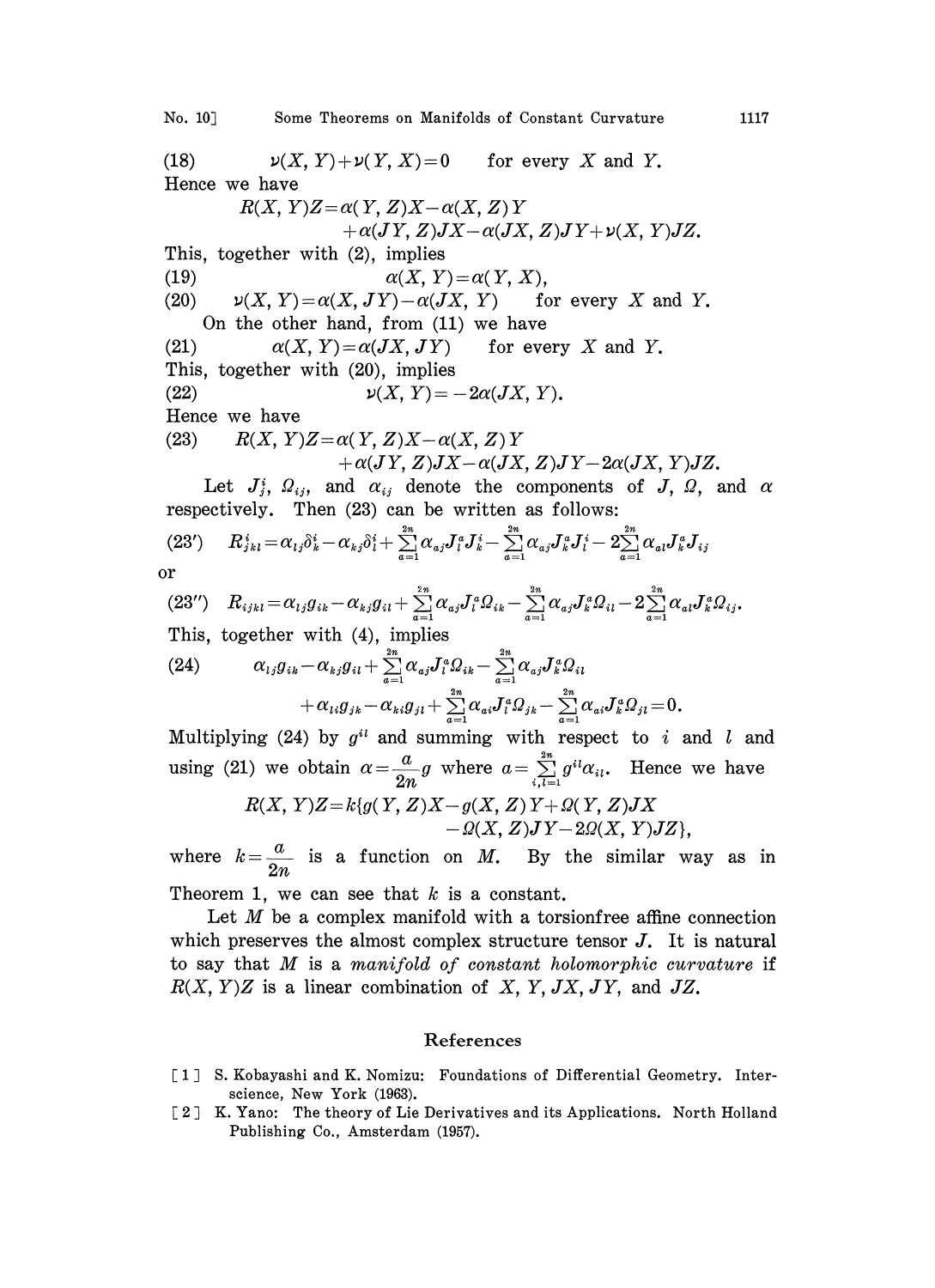(18) $\qquad \nu(X, Y)+\nu(Y, X)=0 \qquad$ for every $X$ and $Y$.

Hence we have

$$R(X, Y)Z=\alpha(Y, Z)X-\alpha(X, Z)Y \\ +\alpha(JY, Z)JX-\alpha(JX, Z)JY+\nu(X, Y)JZ.$$

This, together with (2), implies

(19) $$\alpha(X, Y)=\alpha(Y, X),$$

(20) $\qquad \nu(X, Y)=\alpha(X, JY)-\alpha(JX, Y) \qquad$ for every $X$ and $Y$.

On the other hand, from (11) we have

(21) $\qquad \alpha(X, Y)=\alpha(JX, JY) \qquad$ for every $X$ and $Y$.

This, together with (20), implies

(22) $$\nu(X, Y)=-2\alpha(JX, Y).$$

Hence we have

(23) $$R(X, Y)Z=\alpha(Y, Z)X-\alpha(X, Z)Y \\ +\alpha(JY, Z)JX-\alpha(JX, Z)JY-2\alpha(JX, Y)JZ.$$

Let $J_j^i$, $\Omega_{ij}$, and $\alpha_{ij}$ denote the components of $J$, $\Omega$, and $\alpha$ respectively. Then (23) can be written as follows:

(23′) $$R_{jkl}^i=\alpha_{lj}\delta_k^i-\alpha_{kj}\delta_l^i+\sum_{a=1}^{2n}\alpha_{aj}J_l^aJ_k^i-\sum_{a=1}^{2n}\alpha_{aj}J_k^aJ_l^i-2\sum_{a=1}^{2n}\alpha_{al}J_k^aJ_{ij}$$

or

(23″) $$R_{ijkl}=\alpha_{lj}g_{ik}-\alpha_{kj}g_{il}+\sum_{a=1}^{2n}\alpha_{aj}J_l^a\Omega_{ik}-\sum_{a=1}^{2n}\alpha_{aj}J_k^a\Omega_{il}-2\sum_{a=1}^{2n}\alpha_{al}J_k^a\Omega_{ij}.$$

This, together with (4), implies

(24) $$\alpha_{lj}g_{ik}-\alpha_{kj}g_{il}+\sum_{a=1}^{2n}\alpha_{aj}J_l^a\Omega_{ik}-\sum_{a=1}^{2n}\alpha_{aj}J_k^a\Omega_{il} \\ +\alpha_{li}g_{jk}-\alpha_{ki}g_{jl}+\sum_{a=1}^{2n}\alpha_{ai}J_l^a\Omega_{jk}-\sum_{a=1}^{2n}\alpha_{ai}J_k^a\Omega_{jl}=0.$$

Multiplying (24) by $g^{il}$ and summing with respect to $i$ and $l$ and using (21) we obtain $\alpha=\frac{a}{2n}g$ where $a=\sum_{i,l=1}^{2n}g^{il}\alpha_{il}$. Hence we have

$$R(X, Y)Z=k\{g(Y, Z)X-g(X, Z)Y+\Omega(Y, Z)JX \\ -\Omega(X, Z)JY-2\Omega(X, Y)JZ\},$$

where $k=\frac{a}{2n}$ is a function on $M$. By the similar way as in Theorem 1, we can see that $k$ is a constant.

Let $M$ be a complex manifold with a torsionfree affine connection which preserves the almost complex structure tensor $J$. It is natural to say that $M$ is a *manifold of constant holomorphic curvature* if $R(X, Y)Z$ is a linear combination of $X$, $Y$, $JX$, $JY$, and $JZ$.

## References

[1] S. Kobayashi and K. Nomizu: Foundations of Differential Geometry. Interscience, New York (1963).

[2] K. Yano: The theory of Lie Derivatives and its Applications. North Holland Publishing Co., Amsterdam (1957).